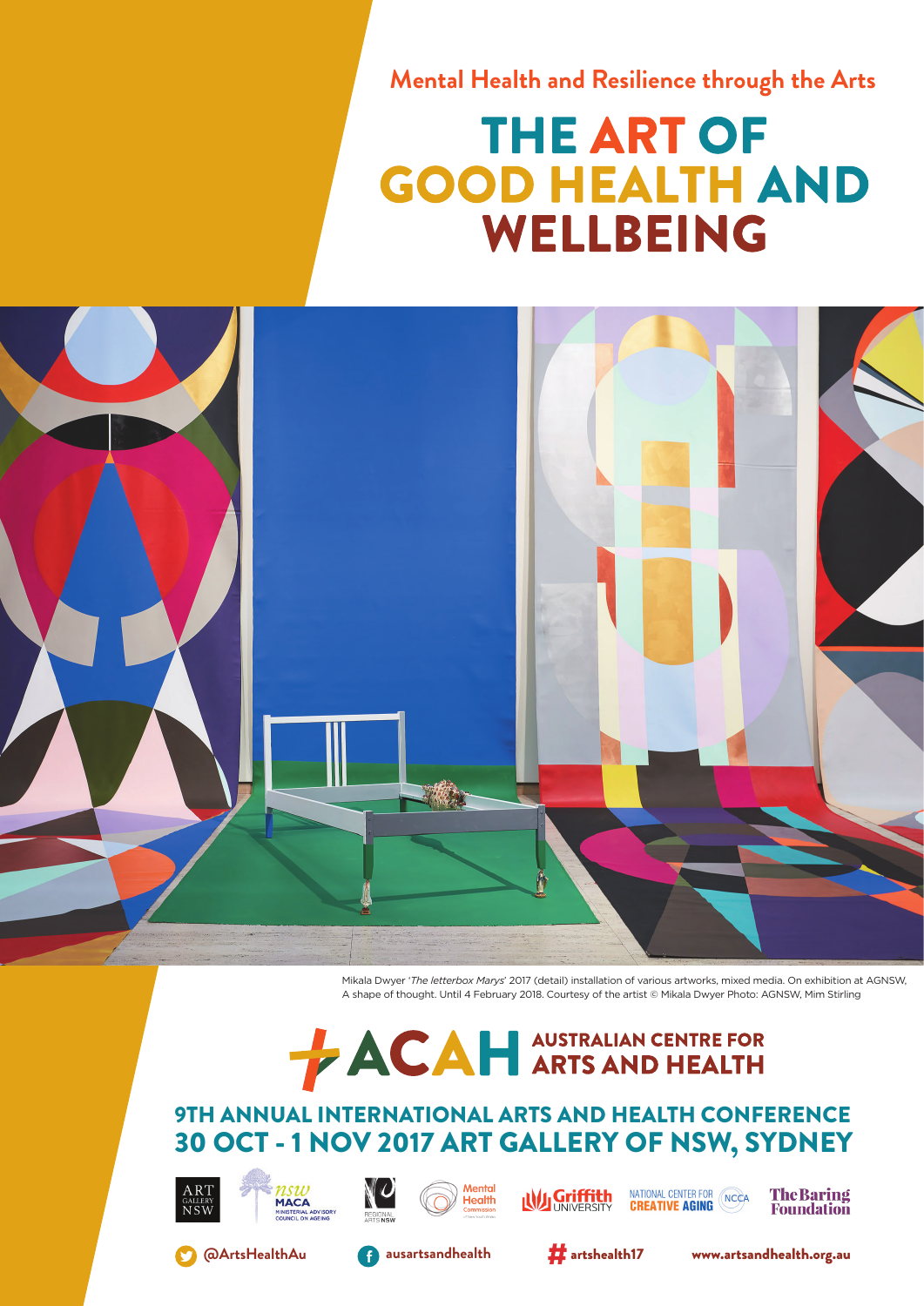Mental Health and Resilience through the Arts

# THE ART OF GOOD HEALTH AND WELLBEING

Mikala Dwyer '*The letterbox Marys*' 2017 (detail) installation of various artworks, mixed media. On exhibition at AGNSW, A shape of thought. Until 4 February 2018. Courtesy of the artist © Mikala Dwyer Photo: AGNSW, Mim Stirling

ACAH AUSTRALIAN CENTRE FOR ARTS AND HEALTH

## 9TH ANNUAL INTERNATIONAL ARTS AND HEALTH CONFERENCE
## 30 OCT - 1 NOV 2017 ART GALLERY OF NSW, SYDNEY

ART GALLERY NSW | nsw MACA MINISTERIAL ADVISORY COUNCIL ON AGEING | REGIONAL ARTS NSW | Mental Health Commission of New South Wales | Griffith UNIVERSITY | NATIONAL CENTER FOR CREATIVE AGING NCCA | The Baring Foundation

@ArtsHealthAu | ausartsandhealth | # artshealth17 | www.artsandhealth.org.au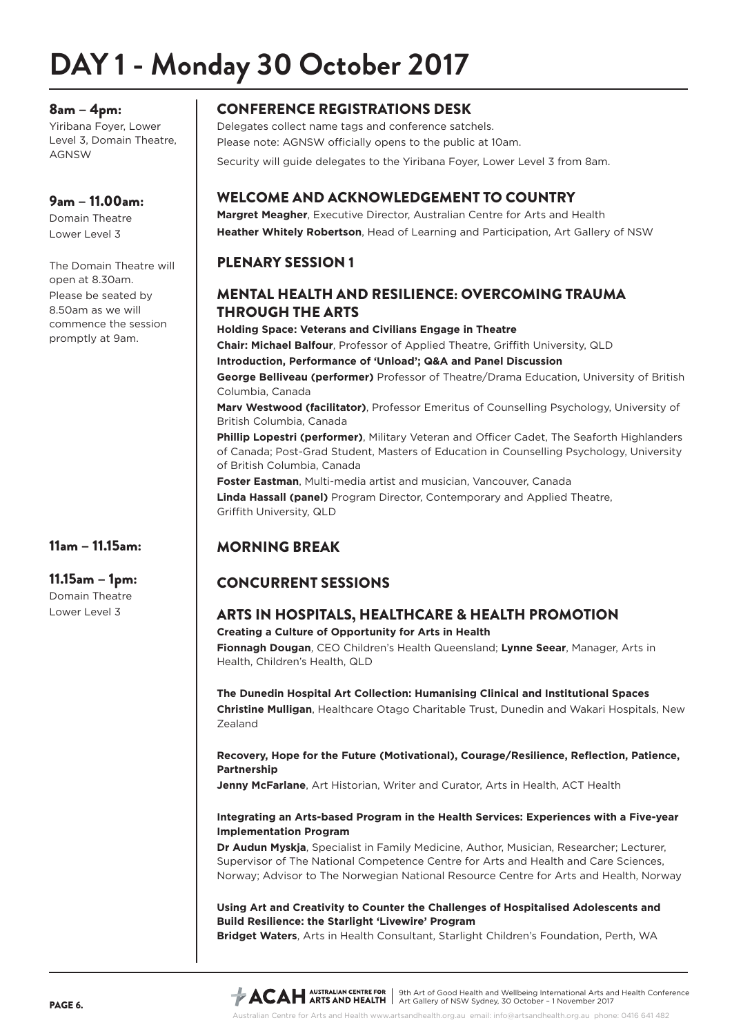# DAY 1 - Monday 30 October 2017

**8am – 4pm:**
Yiribana Foyer, Lower Level 3, Domain Theatre, AGNSW

## CONFERENCE REGISTRATIONS DESK

Delegates collect name tags and conference satchels.
Please note: AGNSW officially opens to the public at 10am.

Security will guide delegates to the Yiribana Foyer, Lower Level 3 from 8am.

**9am – 11.00am:**
Domain Theatre
Lower Level 3

The Domain Theatre will open at 8.30am. Please be seated by 8.50am as we will commence the session promptly at 9am.

## WELCOME AND ACKNOWLEDGEMENT TO COUNTRY

**Margret Meagher**, Executive Director, Australian Centre for Arts and Health
**Heather Whitely Robertson**, Head of Learning and Participation, Art Gallery of NSW

## PLENARY SESSION 1

## MENTAL HEALTH AND RESILIENCE: OVERCOMING TRAUMA THROUGH THE ARTS

**Holding Space: Veterans and Civilians Engage in Theatre**
**Chair: Michael Balfour**, Professor of Applied Theatre, Griffith University, QLD
**Introduction, Performance of 'Unload'; Q&A and Panel Discussion**
**George Belliveau (performer)** Professor of Theatre/Drama Education, University of British Columbia, Canada
**Marv Westwood (facilitator)**, Professor Emeritus of Counselling Psychology, University of British Columbia, Canada
**Phillip Lopestri (performer)**, Military Veteran and Officer Cadet, The Seaforth Highlanders of Canada; Post-Grad Student, Masters of Education in Counselling Psychology, University of British Columbia, Canada
**Foster Eastman**, Multi-media artist and musician, Vancouver, Canada
**Linda Hassall (panel)** Program Director, Contemporary and Applied Theatre, Griffith University, QLD

**11am – 11.15am:**

## MORNING BREAK

**11.15am – 1pm:**
Domain Theatre
Lower Level 3

## CONCURRENT SESSIONS

## ARTS IN HOSPITALS, HEALTHCARE & HEALTH PROMOTION

**Creating a Culture of Opportunity for Arts in Health**
**Fionnagh Dougan**, CEO Children's Health Queensland; **Lynne Seear**, Manager, Arts in Health, Children's Health, QLD

**The Dunedin Hospital Art Collection: Humanising Clinical and Institutional Spaces**
**Christine Mulligan**, Healthcare Otago Charitable Trust, Dunedin and Wakari Hospitals, New Zealand

**Recovery, Hope for the Future (Motivational), Courage/Resilience, Reflection, Patience, Partnership**
**Jenny McFarlane**, Art Historian, Writer and Curator, Arts in Health, ACT Health

**Integrating an Arts-based Program in the Health Services: Experiences with a Five-year Implementation Program**
**Dr Audun Myskja**, Specialist in Family Medicine, Author, Musician, Researcher; Lecturer, Supervisor of The National Competence Centre for Arts and Health and Care Sciences, Norway; Advisor to The Norwegian National Resource Centre for Arts and Health, Norway

**Using Art and Creativity to Counter the Challenges of Hospitalised Adolescents and Build Resilience: the Starlight 'Livewire' Program**
**Bridget Waters**, Arts in Health Consultant, Starlight Children's Foundation, Perth, WA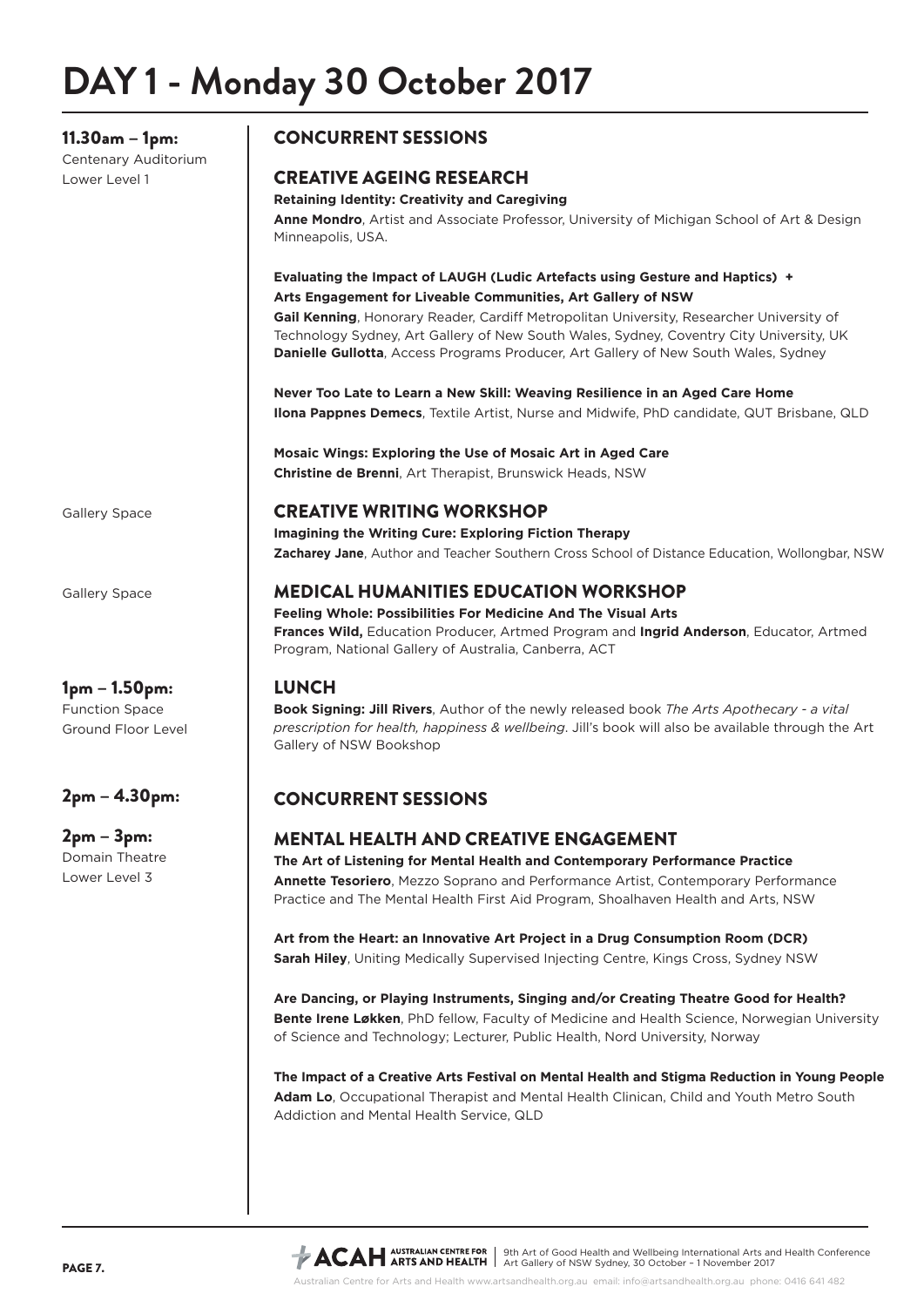# DAY 1 - Monday 30 October 2017

**11.30am – 1pm:**
Centenary Auditorium
Lower Level 1

## CONCURRENT SESSIONS

### CREATIVE AGEING RESEARCH

**Retaining Identity: Creativity and Caregiving**
**Anne Mondro**, Artist and Associate Professor, University of Michigan School of Art & Design Minneapolis, USA.

**Evaluating the Impact of LAUGH (Ludic Artefacts using Gesture and Haptics) + Arts Engagement for Liveable Communities, Art Gallery of NSW**
**Gail Kenning**, Honorary Reader, Cardiff Metropolitan University, Researcher University of Technology Sydney, Art Gallery of New South Wales, Sydney, Coventry City University, UK
**Danielle Gullotta**, Access Programs Producer, Art Gallery of New South Wales, Sydney

**Never Too Late to Learn a New Skill: Weaving Resilience in an Aged Care Home**
**Ilona Pappnes Demecs**, Textile Artist, Nurse and Midwife, PhD candidate, QUT Brisbane, QLD

**Mosaic Wings: Exploring the Use of Mosaic Art in Aged Care**
**Christine de Brenni**, Art Therapist, Brunswick Heads, NSW

Gallery Space

### CREATIVE WRITING WORKSHOP

**Imagining the Writing Cure: Exploring Fiction Therapy**
**Zacharey Jane**, Author and Teacher Southern Cross School of Distance Education, Wollongbar, NSW

Gallery Space

### MEDICAL HUMANITIES EDUCATION WORKSHOP

**Feeling Whole: Possibilities For Medicine And The Visual Arts**
**Frances Wild,** Education Producer, Artmed Program and **Ingrid Anderson**, Educator, Artmed Program, National Gallery of Australia, Canberra, ACT

**1pm – 1.50pm:**
Function Space
Ground Floor Level

## LUNCH

**Book Signing: Jill Rivers**, Author of the newly released book *The Arts Apothecary - a vital prescription for health, happiness & wellbeing*. Jill's book will also be available through the Art Gallery of NSW Bookshop

**2pm – 4.30pm:**

## CONCURRENT SESSIONS

**2pm – 3pm:**
Domain Theatre
Lower Level 3

### MENTAL HEALTH AND CREATIVE ENGAGEMENT

**The Art of Listening for Mental Health and Contemporary Performance Practice**
**Annette Tesoriero**, Mezzo Soprano and Performance Artist, Contemporary Performance Practice and The Mental Health First Aid Program, Shoalhaven Health and Arts, NSW

**Art from the Heart: an Innovative Art Project in a Drug Consumption Room (DCR)**
**Sarah Hiley**, Uniting Medically Supervised Injecting Centre, Kings Cross, Sydney NSW

**Are Dancing, or Playing Instruments, Singing and/or Creating Theatre Good for Health?**
**Bente Irene Løkken**, PhD fellow, Faculty of Medicine and Health Science, Norwegian University of Science and Technology; Lecturer, Public Health, Nord University, Norway

**The Impact of a Creative Arts Festival on Mental Health and Stigma Reduction in Young People**
**Adam Lo**, Occupational Therapist and Mental Health Clinican, Child and Youth Metro South Addiction and Mental Health Service, QLD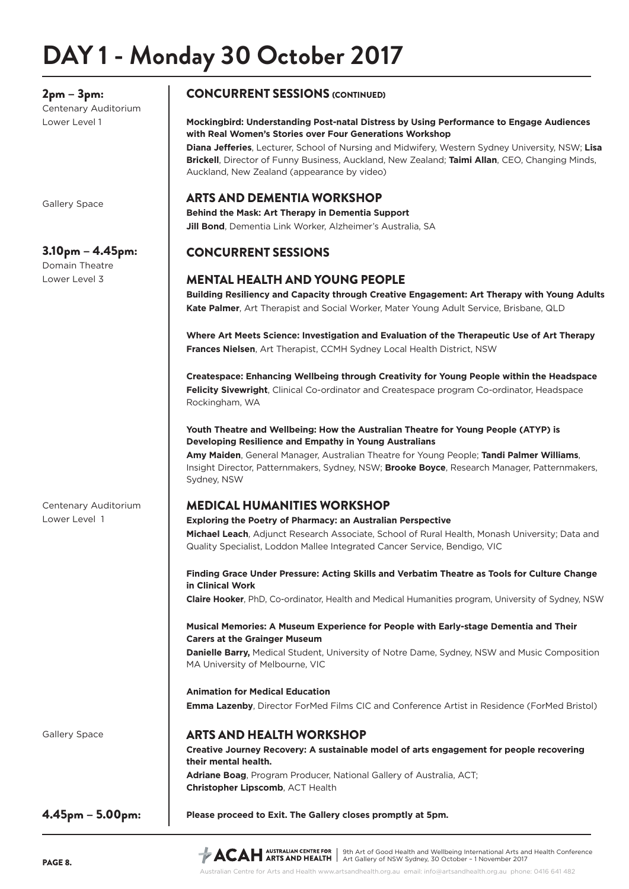# DAY 1 - Monday 30 October 2017

**2pm – 3pm:**
Centenary Auditorium
Lower Level 1

## CONCURRENT SESSIONS (CONTINUED)

**Mockingbird: Understanding Post-natal Distress by Using Performance to Engage Audiences with Real Women's Stories over Four Generations Workshop**

**Diana Jefferies**, Lecturer, School of Nursing and Midwifery, Western Sydney University, NSW; **Lisa Brickell**, Director of Funny Business, Auckland, New Zealand; **Taimi Allan**, CEO, Changing Minds, Auckland, New Zealand (appearance by video)

Gallery Space

### ARTS AND DEMENTIA WORKSHOP

**Behind the Mask: Art Therapy in Dementia Support**

**Jill Bond**, Dementia Link Worker, Alzheimer's Australia, SA

**3.10pm – 4.45pm:**
Domain Theatre
Lower Level 3

## CONCURRENT SESSIONS

### MENTAL HEALTH AND YOUNG PEOPLE

**Building Resiliency and Capacity through Creative Engagement: Art Therapy with Young Adults**

**Kate Palmer**, Art Therapist and Social Worker, Mater Young Adult Service, Brisbane, QLD

**Where Art Meets Science: Investigation and Evaluation of the Therapeutic Use of Art Therapy**

**Frances Nielsen**, Art Therapist, CCMH Sydney Local Health District, NSW

**Createspace: Enhancing Wellbeing through Creativity for Young People within the Headspace**

**Felicity Sivewright**, Clinical Co-ordinator and Createspace program Co-ordinator, Headspace Rockingham, WA

**Youth Theatre and Wellbeing: How the Australian Theatre for Young People (ATYP) is Developing Resilience and Empathy in Young Australians**

**Amy Maiden**, General Manager, Australian Theatre for Young People; **Tandi Palmer Williams**, Insight Director, Patternmakers, Sydney, NSW; **Brooke Boyce**, Research Manager, Patternmakers, Sydney, NSW

Centenary Auditorium
Lower Level 1

### MEDICAL HUMANITIES WORKSHOP

**Exploring the Poetry of Pharmacy: an Australian Perspective**

**Michael Leach**, Adjunct Research Associate, School of Rural Health, Monash University; Data and Quality Specialist, Loddon Mallee Integrated Cancer Service, Bendigo, VIC

**Finding Grace Under Pressure: Acting Skills and Verbatim Theatre as Tools for Culture Change in Clinical Work**

**Claire Hooker**, PhD, Co-ordinator, Health and Medical Humanities program, University of Sydney, NSW

**Musical Memories: A Museum Experience for People with Early-stage Dementia and Their Carers at the Grainger Museum**

**Danielle Barry,** Medical Student, University of Notre Dame, Sydney, NSW and Music Composition MA University of Melbourne, VIC

**Animation for Medical Education**

**Emma Lazenby**, Director ForMed Films CIC and Conference Artist in Residence (ForMed Bristol)

Gallery Space

### ARTS AND HEALTH WORKSHOP

**Creative Journey Recovery: A sustainable model of arts engagement for people recovering their mental health.**

**Adriane Boag**, Program Producer, National Gallery of Australia, ACT;
**Christopher Lipscomb**, ACT Health

**4.45pm – 5.00pm:**

**Please proceed to Exit. The Gallery closes promptly at 5pm.**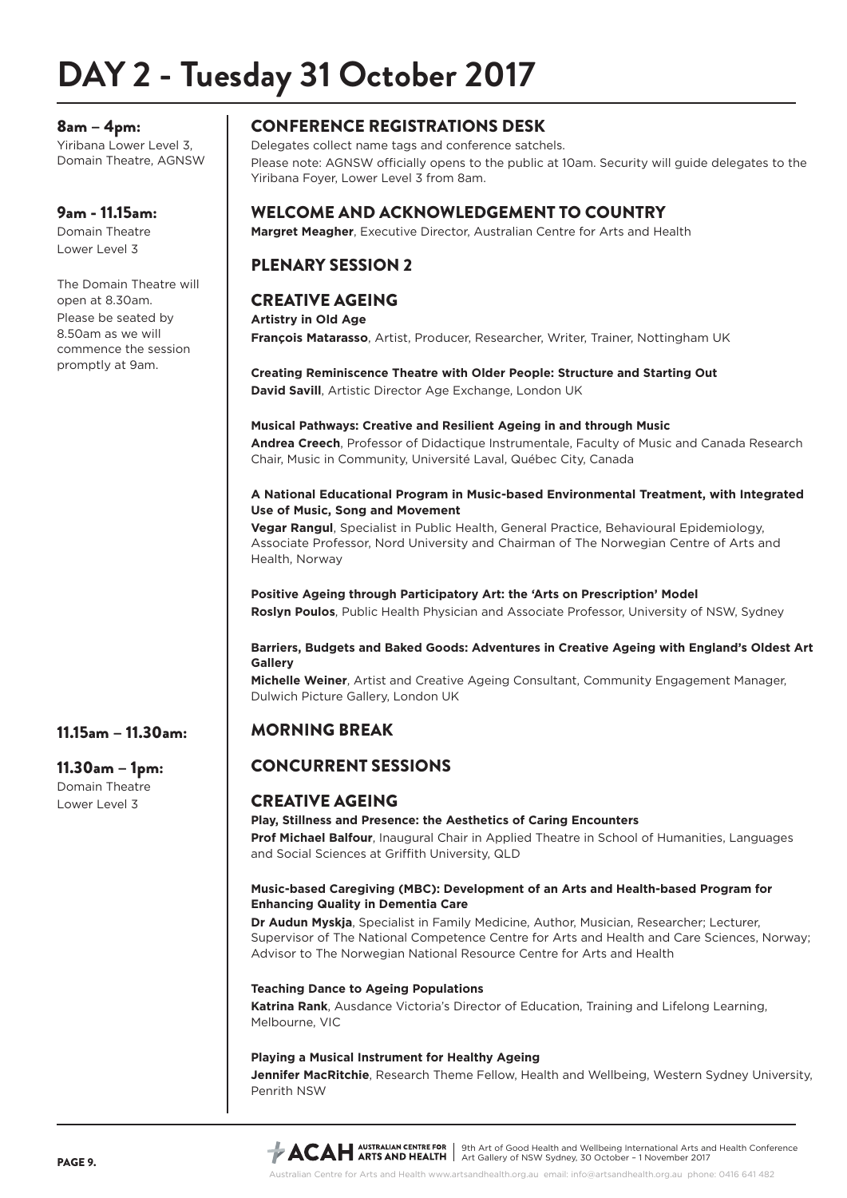# DAY 2 - Tuesday 31 October 2017

**8am – 4pm:**
Yiribana Lower Level 3, Domain Theatre, AGNSW

## CONFERENCE REGISTRATIONS DESK

Delegates collect name tags and conference satchels.
Please note: AGNSW officially opens to the public at 10am. Security will guide delegates to the Yiribana Foyer, Lower Level 3 from 8am.

**9am - 11.15am:**
Domain Theatre
Lower Level 3

The Domain Theatre will open at 8.30am.
Please be seated by 8.50am as we will commence the session promptly at 9am.

## WELCOME AND ACKNOWLEDGEMENT TO COUNTRY

**Margret Meagher**, Executive Director, Australian Centre for Arts and Health

## PLENARY SESSION 2

## CREATIVE AGEING

**Artistry in Old Age**
**François Matarasso**, Artist, Producer, Researcher, Writer, Trainer, Nottingham UK

**Creating Reminiscence Theatre with Older People: Structure and Starting Out**
**David Savill**, Artistic Director Age Exchange, London UK

**Musical Pathways: Creative and Resilient Ageing in and through Music**
**Andrea Creech**, Professor of Didactique Instrumentale, Faculty of Music and Canada Research Chair, Music in Community, Université Laval, Québec City, Canada

**A National Educational Program in Music-based Environmental Treatment, with Integrated Use of Music, Song and Movement**
**Vegar Rangul**, Specialist in Public Health, General Practice, Behavioural Epidemiology, Associate Professor, Nord University and Chairman of The Norwegian Centre of Arts and Health, Norway

**Positive Ageing through Participatory Art: the 'Arts on Prescription' Model**
**Roslyn Poulos**, Public Health Physician and Associate Professor, University of NSW, Sydney

**Barriers, Budgets and Baked Goods: Adventures in Creative Ageing with England's Oldest Art Gallery**
**Michelle Weiner**, Artist and Creative Ageing Consultant, Community Engagement Manager, Dulwich Picture Gallery, London UK

**11.15am – 11.30am:**

## MORNING BREAK

**11.30am – 1pm:**
Domain Theatre
Lower Level 3

## CONCURRENT SESSIONS

## CREATIVE AGEING

**Play, Stillness and Presence: the Aesthetics of Caring Encounters**
**Prof Michael Balfour**, Inaugural Chair in Applied Theatre in School of Humanities, Languages and Social Sciences at Griffith University, QLD

**Music-based Caregiving (MBC): Development of an Arts and Health-based Program for Enhancing Quality in Dementia Care**
**Dr Audun Myskja**, Specialist in Family Medicine, Author, Musician, Researcher; Lecturer, Supervisor of The National Competence Centre for Arts and Health and Care Sciences, Norway; Advisor to The Norwegian National Resource Centre for Arts and Health

**Teaching Dance to Ageing Populations**
**Katrina Rank**, Ausdance Victoria's Director of Education, Training and Lifelong Learning, Melbourne, VIC

**Playing a Musical Instrument for Healthy Ageing**
**Jennifer MacRitchie**, Research Theme Fellow, Health and Wellbeing, Western Sydney University, Penrith NSW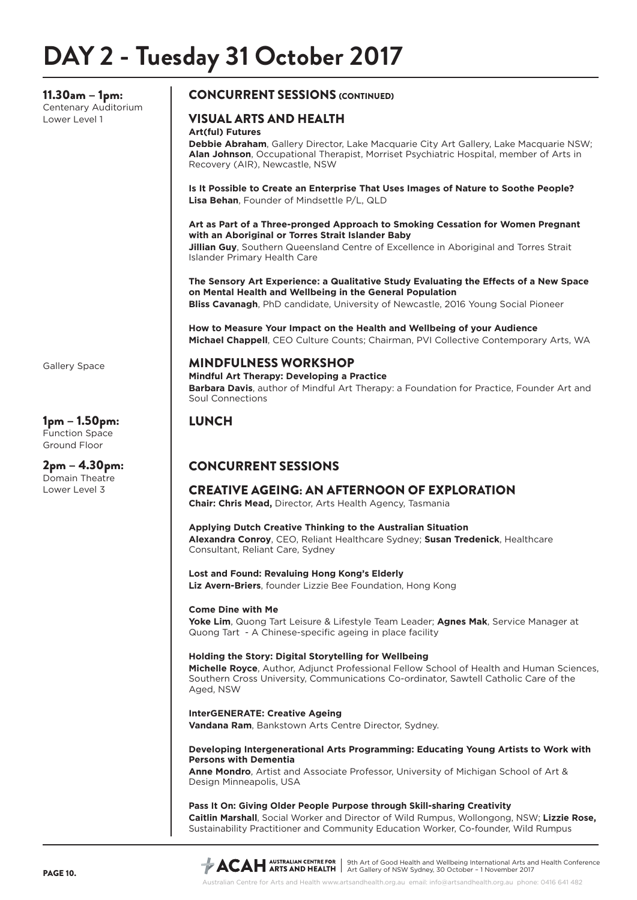# DAY 2 - Tuesday 31 October 2017

**11.30am – 1pm:**
Centenary Auditorium
Lower Level 1

## CONCURRENT SESSIONS (CONTINUED)

### VISUAL ARTS AND HEALTH

**Art(ful) Futures**
**Debbie Abraham**, Gallery Director, Lake Macquarie City Art Gallery, Lake Macquarie NSW; **Alan Johnson**, Occupational Therapist, Morriset Psychiatric Hospital, member of Arts in Recovery (AIR), Newcastle, NSW

**Is It Possible to Create an Enterprise That Uses Images of Nature to Soothe People?**
**Lisa Behan**, Founder of Mindsettle P/L, QLD

**Art as Part of a Three-pronged Approach to Smoking Cessation for Women Pregnant with an Aboriginal or Torres Strait Islander Baby**
**Jillian Guy**, Southern Queensland Centre of Excellence in Aboriginal and Torres Strait Islander Primary Health Care

**The Sensory Art Experience: a Qualitative Study Evaluating the Effects of a New Space on Mental Health and Wellbeing in the General Population**
**Bliss Cavanagh**, PhD candidate, University of Newcastle, 2016 Young Social Pioneer

**How to Measure Your Impact on the Health and Wellbeing of your Audience**
**Michael Chappell**, CEO Culture Counts; Chairman, PVI Collective Contemporary Arts, WA

Gallery Space

### MINDFULNESS WORKSHOP

**Mindful Art Therapy: Developing a Practice**
**Barbara Davis**, author of Mindful Art Therapy: a Foundation for Practice, Founder Art and Soul Connections

**1pm – 1.50pm:**
Function Space
Ground Floor

## LUNCH

**2pm – 4.30pm:**
Domain Theatre
Lower Level 3

## CONCURRENT SESSIONS

### CREATIVE AGEING: AN AFTERNOON OF EXPLORATION

**Chair: Chris Mead,** Director, Arts Health Agency, Tasmania

**Applying Dutch Creative Thinking to the Australian Situation**
**Alexandra Conroy**, CEO, Reliant Healthcare Sydney; **Susan Tredenick**, Healthcare Consultant, Reliant Care, Sydney

**Lost and Found: Revaluing Hong Kong's Elderly**
**Liz Avern-Briers**, founder Lizzie Bee Foundation, Hong Kong

**Come Dine with Me**
**Yoke Lim**, Quong Tart Leisure & Lifestyle Team Leader; **Agnes Mak**, Service Manager at Quong Tart - A Chinese-specific ageing in place facility

**Holding the Story: Digital Storytelling for Wellbeing**
**Michelle Royce**, Author, Adjunct Professional Fellow School of Health and Human Sciences, Southern Cross University, Communications Co-ordinator, Sawtell Catholic Care of the Aged, NSW

**InterGENERATE: Creative Ageing**
**Vandana Ram**, Bankstown Arts Centre Director, Sydney.

**Developing Intergenerational Arts Programming: Educating Young Artists to Work with Persons with Dementia**
**Anne Mondro**, Artist and Associate Professor, University of Michigan School of Art & Design Minneapolis, USA

**Pass It On: Giving Older People Purpose through Skill-sharing Creativity**
**Caitlin Marshall**, Social Worker and Director of Wild Rumpus, Wollongong, NSW; **Lizzie Rose,** Sustainability Practitioner and Community Education Worker, Co-founder, Wild Rumpus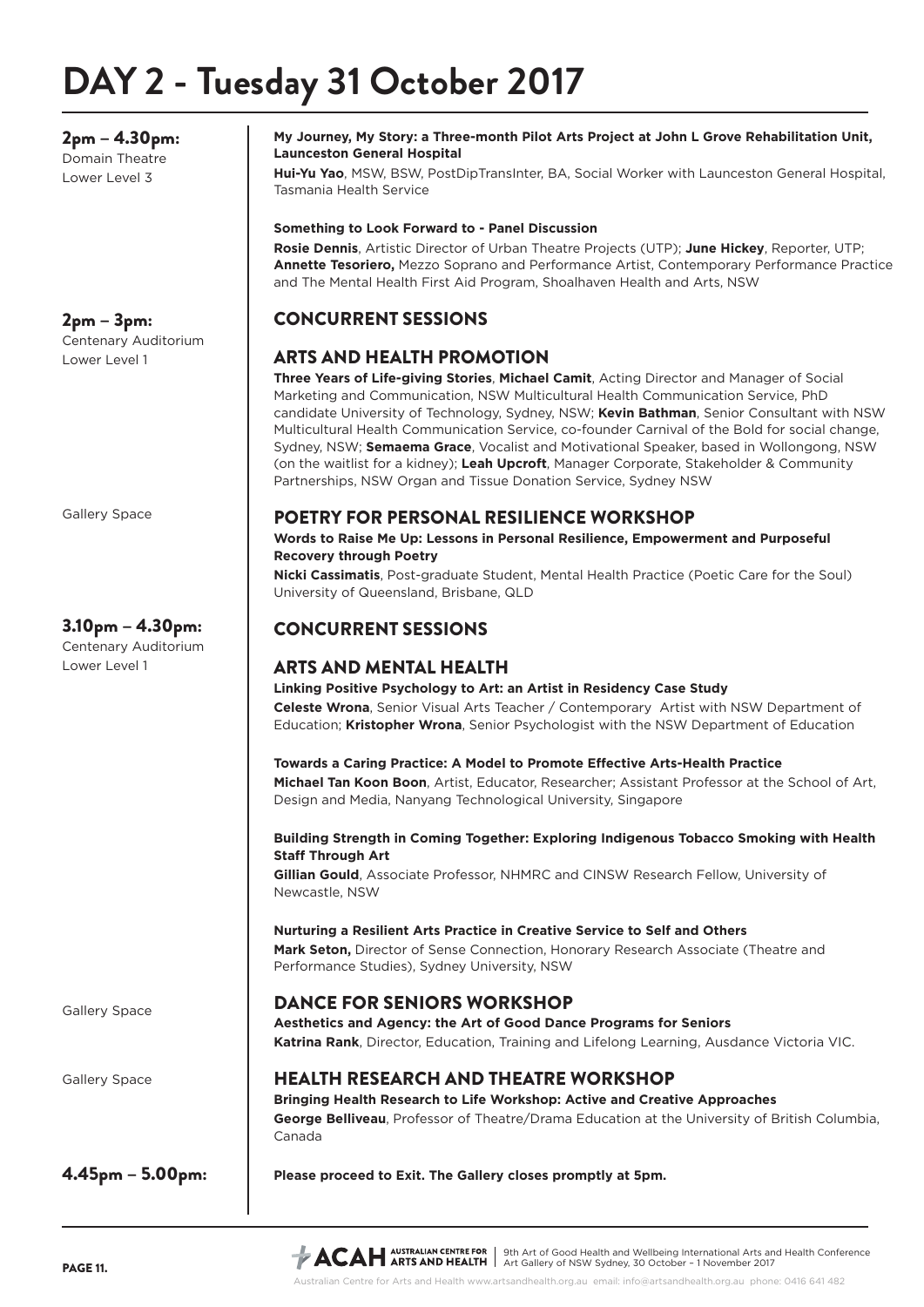# DAY 2 - Tuesday 31 October 2017

**2pm – 4.30pm:**
Domain Theatre
Lower Level 3

**My Journey, My Story: a Three-month Pilot Arts Project at John L Grove Rehabilitation Unit, Launceston General Hospital**
**Hui-Yu Yao**, MSW, BSW, PostDipTransInter, BA, Social Worker with Launceston General Hospital, Tasmania Health Service

**Something to Look Forward to - Panel Discussion**
**Rosie Dennis**, Artistic Director of Urban Theatre Projects (UTP); **June Hickey**, Reporter, UTP; **Annette Tesoriero,** Mezzo Soprano and Performance Artist, Contemporary Performance Practice and The Mental Health First Aid Program, Shoalhaven Health and Arts, NSW

**2pm – 3pm:**
Centenary Auditorium
Lower Level 1

## CONCURRENT SESSIONS

## ARTS AND HEALTH PROMOTION

**Three Years of Life-giving Stories**, **Michael Camit**, Acting Director and Manager of Social Marketing and Communication, NSW Multicultural Health Communication Service, PhD candidate University of Technology, Sydney, NSW; **Kevin Bathman**, Senior Consultant with NSW Multicultural Health Communication Service, co-founder Carnival of the Bold for social change, Sydney, NSW; **Semaema Grace**, Vocalist and Motivational Speaker, based in Wollongong, NSW (on the waitlist for a kidney); **Leah Upcroft**, Manager Corporate, Stakeholder & Community Partnerships, NSW Organ and Tissue Donation Service, Sydney NSW

Gallery Space

## POETRY FOR PERSONAL RESILIENCE WORKSHOP

**Words to Raise Me Up: Lessons in Personal Resilience, Empowerment and Purposeful Recovery through Poetry**
**Nicki Cassimatis**, Post-graduate Student, Mental Health Practice (Poetic Care for the Soul) University of Queensland, Brisbane, QLD

**3.10pm – 4.30pm:**
Centenary Auditorium
Lower Level 1

## CONCURRENT SESSIONS

## ARTS AND MENTAL HEALTH

**Linking Positive Psychology to Art: an Artist in Residency Case Study**
**Celeste Wrona**, Senior Visual Arts Teacher / Contemporary Artist with NSW Department of Education; **Kristopher Wrona**, Senior Psychologist with the NSW Department of Education

**Towards a Caring Practice: A Model to Promote Effective Arts-Health Practice**
**Michael Tan Koon Boon**, Artist, Educator, Researcher; Assistant Professor at the School of Art, Design and Media, Nanyang Technological University, Singapore

**Building Strength in Coming Together: Exploring Indigenous Tobacco Smoking with Health Staff Through Art**
**Gillian Gould**, Associate Professor, NHMRC and CINSW Research Fellow, University of Newcastle, NSW

**Nurturing a Resilient Arts Practice in Creative Service to Self and Others**
**Mark Seton,** Director of Sense Connection, Honorary Research Associate (Theatre and Performance Studies), Sydney University, NSW

Gallery Space

## DANCE FOR SENIORS WORKSHOP

**Aesthetics and Agency: the Art of Good Dance Programs for Seniors**
**Katrina Rank**, Director, Education, Training and Lifelong Learning, Ausdance Victoria VIC.

Gallery Space

## HEALTH RESEARCH AND THEATRE WORKSHOP

**Bringing Health Research to Life Workshop: Active and Creative Approaches**
**George Belliveau**, Professor of Theatre/Drama Education at the University of British Columbia, Canada

**4.45pm – 5.00pm:**

**Please proceed to Exit. The Gallery closes promptly at 5pm.**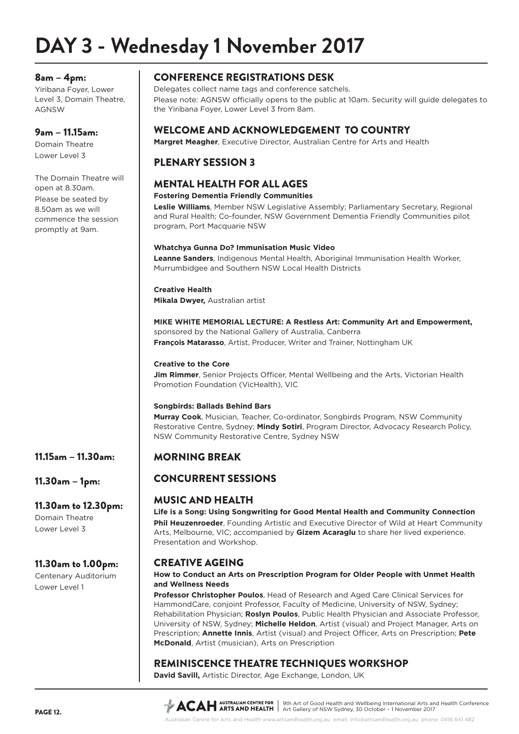# DAY 3 - Wednesday 1 November 2017

**8am – 4pm:**
Yiribana Foyer, Lower Level 3, Domain Theatre, AGNSW

## CONFERENCE REGISTRATIONS DESK

Delegates collect name tags and conference satchels.
Please note: AGNSW officially opens to the public at 10am. Security will guide delegates to the Yiribana Foyer, Lower Level 3 from 8am.

**9am – 11.15am:**
Domain Theatre
Lower Level 3

The Domain Theatre will open at 8.30am.
Please be seated by 8.50am as we will commence the session promptly at 9am.

## WELCOME AND ACKNOWLEDGEMENT TO COUNTRY

**Margret Meagher**, Executive Director, Australian Centre for Arts and Health

## PLENARY SESSION 3

## MENTAL HEALTH FOR ALL AGES

**Fostering Dementia Friendly Communities**
**Leslie Williams**, Member NSW Legislative Assembly; Parliamentary Secretary, Regional and Rural Health; Co-founder, NSW Government Dementia Friendly Communities pilot program, Port Macquarie NSW

**Whatchya Gunna Do? Immunisation Music Video**
**Leanne Sanders**, Indigenous Mental Health, Aboriginal Immunisation Health Worker, Murrumbidgee and Southern NSW Local Health Districts

**Creative Health**
**Mikala Dwyer,** Australian artist

**MIKE WHITE MEMORIAL LECTURE: A Restless Art: Community Art and Empowerment,** sponsored by the National Gallery of Australia, Canberra
**François Matarasso**, Artist, Producer, Writer and Trainer, Nottingham UK

**Creative to the Core**
**Jim Rimmer**, Senior Projects Officer, Mental Wellbeing and the Arts, Victorian Health Promotion Foundation (VicHealth), VIC

**Songbirds: Ballads Behind Bars**
**Murray Cook**, Musician, Teacher, Co-ordinator, Songbirds Program, NSW Community Restorative Centre, Sydney; **Mindy Sotiri**, Program Director, Advocacy Research Policy, NSW Community Restorative Centre, Sydney NSW

**11.15am – 11.30am:**

## MORNING BREAK

**11.30am – 1pm:**

## CONCURRENT SESSIONS

**11.30am to 12.30pm:**
Domain Theatre
Lower Level 3

## MUSIC AND HEALTH

**Life is a Song: Using Songwriting for Good Mental Health and Community Connection**
**Phil Heuzenroeder**, Founding Artistic and Executive Director of Wild at Heart Community Arts, Melbourne, VIC; accompanied by **Gizem Acaraglu** to share her lived experience. Presentation and Workshop.

**11.30am to 1.00pm:**
Centenary Auditorium
Lower Level 1

## CREATIVE AGEING

**How to Conduct an Arts on Prescription Program for Older People with Unmet Health and Wellness Needs**
**Professor Christopher Poulos**, Head of Research and Aged Care Clinical Services for HammondCare, conjoint Professor, Faculty of Medicine, University of NSW, Sydney; Rehabilitation Physician; **Roslyn Poulos**, Public Health Physician and Associate Professor, University of NSW, Sydney; **Michelle Heldon**, Artist (visual) and Project Manager, Arts on Prescription; **Annette Innis**, Artist (visual) and Project Officer, Arts on Prescription; **Pete McDonald**, Artist (musician), Arts on Prescription

## REMINISCENCE THEATRE TECHNIQUES WORKSHOP

**David Savill,** Artistic Director, Age Exchange, London, UK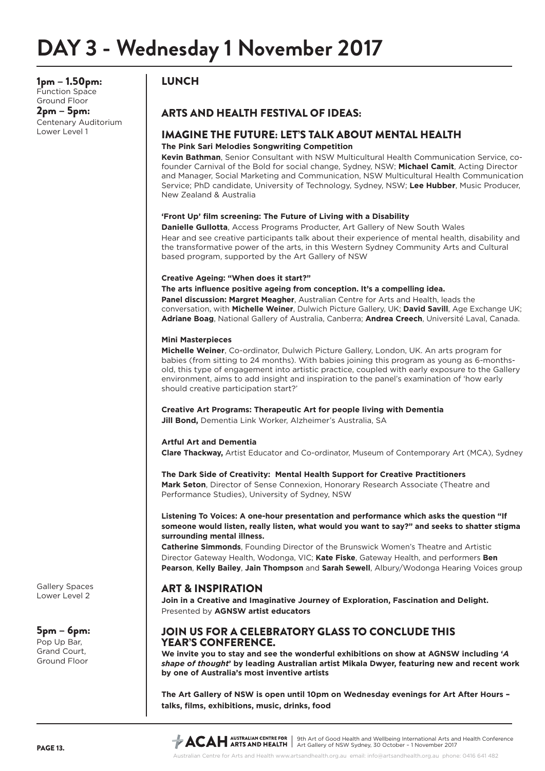# DAY 3 - Wednesday 1 November 2017

**1pm – 1.50pm:**
Function Space
Ground Floor

## LUNCH

**2pm – 5pm:**
Centenary Auditorium
Lower Level 1

## ARTS AND HEALTH FESTIVAL OF IDEAS:

## IMAGINE THE FUTURE: LET'S TALK ABOUT MENTAL HEALTH

**The Pink Sari Melodies Songwriting Competition**

**Kevin Bathman**, Senior Consultant with NSW Multicultural Health Communication Service, co-founder Carnival of the Bold for social change, Sydney, NSW; **Michael Camit**, Acting Director and Manager, Social Marketing and Communication, NSW Multicultural Health Communication Service; PhD candidate, University of Technology, Sydney, NSW; **Lee Hubber**, Music Producer, New Zealand & Australia

**'Front Up' film screening: The Future of Living with a Disability**

**Danielle Gullotta**, Access Programs Producter, Art Gallery of New South Wales

Hear and see creative participants talk about their experience of mental health, disability and the transformative power of the arts, in this Western Sydney Community Arts and Cultural based program, supported by the Art Gallery of NSW

**Creative Ageing: "When does it start?"**

**The arts influence positive ageing from conception. It's a compelling idea.**

**Panel discussion: Margret Meagher**, Australian Centre for Arts and Health, leads the conversation, with **Michelle Weiner**, Dulwich Picture Gallery, UK; **David Savill**, Age Exchange UK; **Adriane Boag**, National Gallery of Australia, Canberra; **Andrea Creech**, Université Laval, Canada.

**Mini Masterpieces**

**Michelle Weiner**, Co-ordinator, Dulwich Picture Gallery, London, UK. An arts program for babies (from sitting to 24 months). With babies joining this program as young as 6-months-old, this type of engagement into artistic practice, coupled with early exposure to the Gallery environment, aims to add insight and inspiration to the panel's examination of 'how early should creative participation start?'

**Creative Art Programs: Therapeutic Art for people living with Dementia**

**Jill Bond,** Dementia Link Worker, Alzheimer's Australia, SA

**Artful Art and Dementia**

**Clare Thackway,** Artist Educator and Co-ordinator, Museum of Contemporary Art (MCA), Sydney

**The Dark Side of Creativity: Mental Health Support for Creative Practitioners**

**Mark Seton**, Director of Sense Connexion, Honorary Research Associate (Theatre and Performance Studies), University of Sydney, NSW

**Listening To Voices: A one-hour presentation and performance which asks the question "If someone would listen, really listen, what would you want to say?" and seeks to shatter stigma surrounding mental illness.**

**Catherine Simmonds**, Founding Director of the Brunswick Women's Theatre and Artistic Director Gateway Health, Wodonga, VIC; **Kate Fiske**, Gateway Health, and performers **Ben Pearson**, **Kelly Bailey**, **Jain Thompson** and **Sarah Sewell**, Albury/Wodonga Hearing Voices group

Gallery Spaces
Lower Level 2

## ART & INSPIRATION

**Join in a Creative and Imaginative Journey of Exploration, Fascination and Delight.**
Presented by **AGNSW artist educators**

**5pm – 6pm:**
Pop Up Bar,
Grand Court,
Ground Floor

## JOIN US FOR A CELEBRATORY GLASS TO CONCLUDE THIS YEAR'S CONFERENCE.

**We invite you to stay and see the wonderful exhibitions on show at AGNSW including '*A shape of thought*' by leading Australian artist Mikala Dwyer, featuring new and recent work by one of Australia's most inventive artists**

**The Art Gallery of NSW is open until 10pm on Wednesday evenings for Art After Hours – talks, films, exhibitions, music, drinks, food**